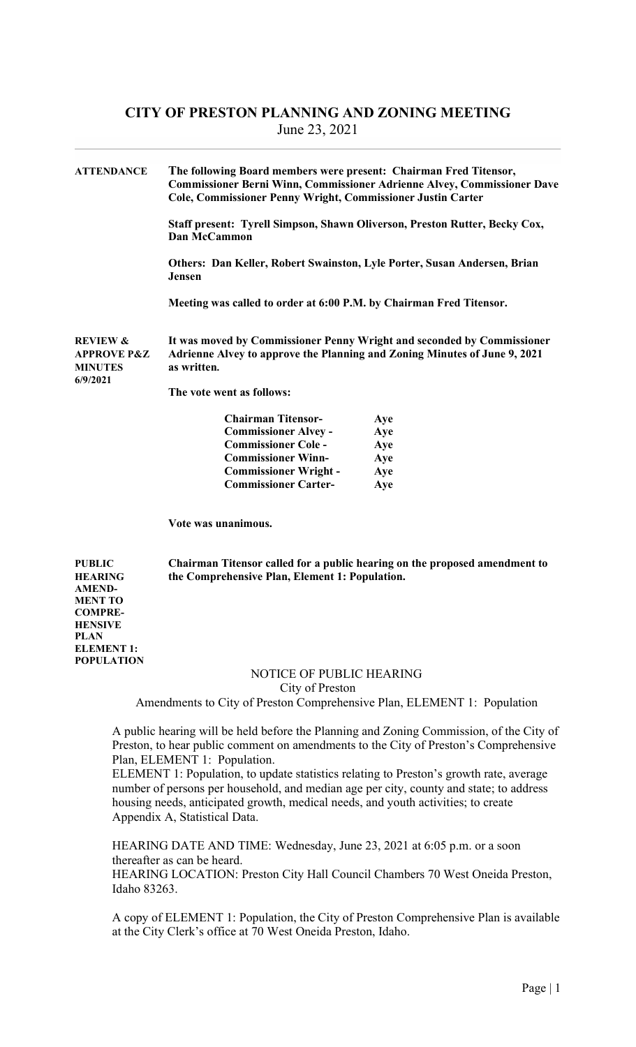# CITY OF PRESTON PLANNING AND ZONING MEETING

June 23, 2021

**ATTENDANCE**

**The following Board members were present: Chairman Fred Titensor, Commissioner Berni Winn, Commissioner Adrienne Alvey, Commissioner Dave Cole, Commissioner Penny Wright, Commissioner Justin Carter**

**Staff present: Tyrell Simpson, Shawn Oliverson, Preston Rutter, Becky Cox, Dan McCammon**

**Others: Dan Keller, Robert Swainston, Lyle Porter, Susan Andersen, Brian Jensen**

**Meeting was called to order at 6:00 P.M. by Chairman Fred Titensor.**

**REVIEW & APPROVE P&Z MINUTES 6/9/2021**

**It was moved by Commissioner Penny Wright and seconded by Commissioner Adrienne Alvey to approve the Planning and Zoning Minutes of June 9, 2021 as written.**

**The vote went as follows:**

| | |
|---|---|
| **Chairman Titensor-** | **Aye** |
| **Commissioner Alvey -** | **Aye** |
| **Commissioner Cole -** | **Aye** |
| **Commissioner Winn-** | **Aye** |
| **Commissioner Wright -** | **Aye** |
| **Commissioner Carter-** | **Aye** |

**Vote was unanimous.**

**PUBLIC HEARING AMENDMENT TO COMPREHENSIVE PLAN ELEMENT 1: POPULATION**

**Chairman Titensor called for a public hearing on the proposed amendment to the Comprehensive Plan, Element 1: Population.**

NOTICE OF PUBLIC HEARING

City of Preston

Amendments to City of Preston Comprehensive Plan, ELEMENT 1: Population

A public hearing will be held before the Planning and Zoning Commission, of the City of Preston, to hear public comment on amendments to the City of Preston's Comprehensive Plan, ELEMENT 1: Population.

ELEMENT 1: Population, to update statistics relating to Preston's growth rate, average number of persons per household, and median age per city, county and state; to address housing needs, anticipated growth, medical needs, and youth activities; to create Appendix A, Statistical Data.

HEARING DATE AND TIME: Wednesday, June 23, 2021 at 6:05 p.m. or a soon thereafter as can be heard.

HEARING LOCATION: Preston City Hall Council Chambers 70 West Oneida Preston, Idaho 83263.

A copy of ELEMENT 1: Population, the City of Preston Comprehensive Plan is available at the City Clerk's office at 70 West Oneida Preston, Idaho.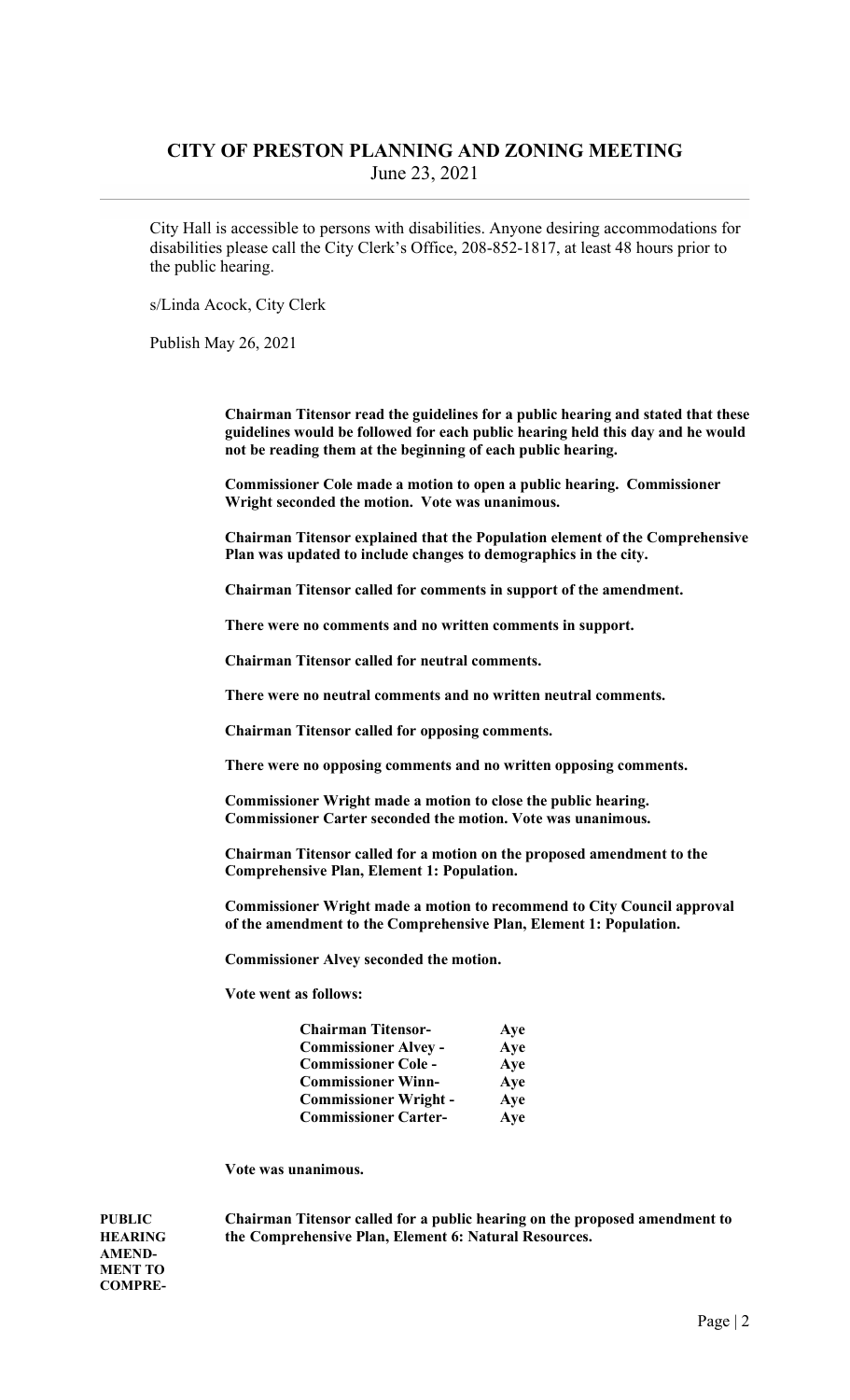City Hall is accessible to persons with disabilities. Anyone desiring accommodations for disabilities please call the City Clerk's Office, 208-852-1817, at least 48 hours prior to the public hearing.

s/Linda Acock, City Clerk

Publish May 26, 2021

**Chairman Titensor read the guidelines for a public hearing and stated that these guidelines would be followed for each public hearing held this day and he would not be reading them at the beginning of each public hearing.**

**Commissioner Cole made a motion to open a public hearing. Commissioner Wright seconded the motion. Vote was unanimous.**

**Chairman Titensor explained that the Population element of the Comprehensive Plan was updated to include changes to demographics in the city.**

**Chairman Titensor called for comments in support of the amendment.**

**There were no comments and no written comments in support.**

**Chairman Titensor called for neutral comments.**

**There were no neutral comments and no written neutral comments.**

**Chairman Titensor called for opposing comments.**

**There were no opposing comments and no written opposing comments.**

**Commissioner Wright made a motion to close the public hearing. Commissioner Carter seconded the motion. Vote was unanimous.**

**Chairman Titensor called for a motion on the proposed amendment to the Comprehensive Plan, Element 1: Population.**

**Commissioner Wright made a motion to recommend to City Council approval of the amendment to the Comprehensive Plan, Element 1: Population.**

**Commissioner Alvey seconded the motion.**

**Vote went as follows:**

| | |
|---|---|
| **Chairman Titensor-** | **Aye** |
| **Commissioner Alvey -** | **Aye** |
| **Commissioner Cole -** | **Aye** |
| **Commissioner Winn-** | **Aye** |
| **Commissioner Wright -** | **Aye** |
| **Commissioner Carter-** | **Aye** |

**Vote was unanimous.**

**PUBLIC HEARING AMEND-MENT TO COMPRE-**

**Chairman Titensor called for a public hearing on the proposed amendment to the Comprehensive Plan, Element 6: Natural Resources.**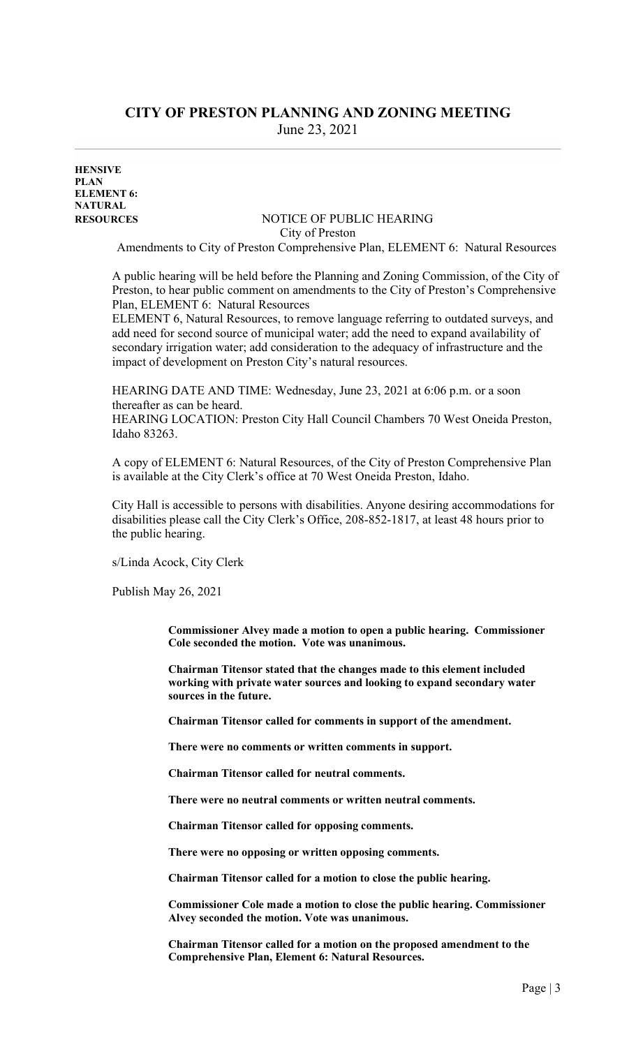# CITY OF PRESTON PLANNING AND ZONING MEETING

June 23, 2021

**HENSIVE PLAN ELEMENT 6: NATURAL RESOURCES**

NOTICE OF PUBLIC HEARING
City of Preston
Amendments to City of Preston Comprehensive Plan, ELEMENT 6: Natural Resources

A public hearing will be held before the Planning and Zoning Commission, of the City of Preston, to hear public comment on amendments to the City of Preston's Comprehensive Plan, ELEMENT 6: Natural Resources

ELEMENT 6, Natural Resources, to remove language referring to outdated surveys, and add need for second source of municipal water; add the need to expand availability of secondary irrigation water; add consideration to the adequacy of infrastructure and the impact of development on Preston City's natural resources.

HEARING DATE AND TIME: Wednesday, June 23, 2021 at 6:06 p.m. or a soon thereafter as can be heard.

HEARING LOCATION: Preston City Hall Council Chambers 70 West Oneida Preston, Idaho 83263.

A copy of ELEMENT 6: Natural Resources, of the City of Preston Comprehensive Plan is available at the City Clerk's office at 70 West Oneida Preston, Idaho.

City Hall is accessible to persons with disabilities. Anyone desiring accommodations for disabilities please call the City Clerk's Office, 208-852-1817, at least 48 hours prior to the public hearing.

s/Linda Acock, City Clerk

Publish May 26, 2021

**Commissioner Alvey made a motion to open a public hearing. Commissioner Cole seconded the motion. Vote was unanimous.**

**Chairman Titensor stated that the changes made to this element included working with private water sources and looking to expand secondary water sources in the future.**

**Chairman Titensor called for comments in support of the amendment.**

**There were no comments or written comments in support.**

**Chairman Titensor called for neutral comments.**

**There were no neutral comments or written neutral comments.**

**Chairman Titensor called for opposing comments.**

**There were no opposing or written opposing comments.**

**Chairman Titensor called for a motion to close the public hearing.**

**Commissioner Cole made a motion to close the public hearing. Commissioner Alvey seconded the motion. Vote was unanimous.**

**Chairman Titensor called for a motion on the proposed amendment to the Comprehensive Plan, Element 6: Natural Resources.**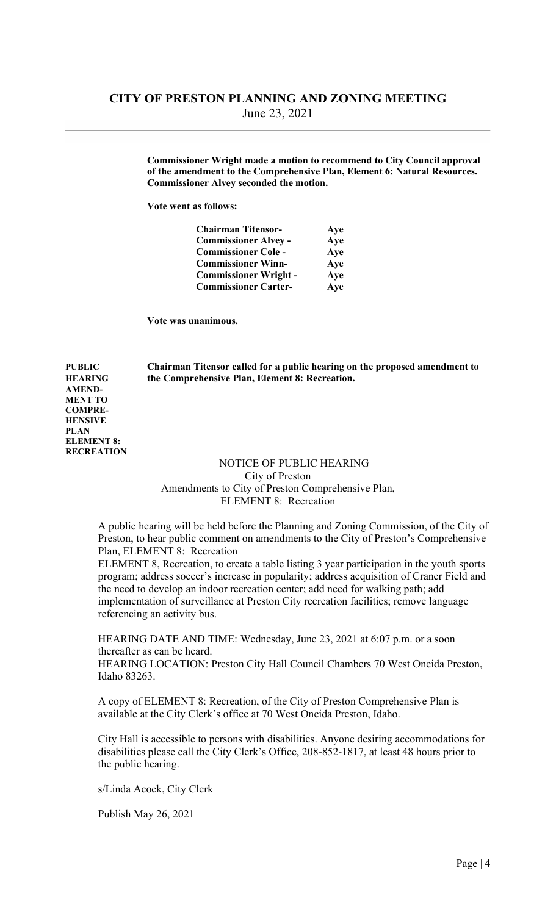**Commissioner Wright made a motion to recommend to City Council approval of the amendment to the Comprehensive Plan, Element 6: Natural Resources. Commissioner Alvey seconded the motion.**

**Vote went as follows:**

| | |
|---|---|
| **Chairman Titensor-** | **Aye** |
| **Commissioner Alvey -** | **Aye** |
| **Commissioner Cole -** | **Aye** |
| **Commissioner Winn-** | **Aye** |
| **Commissioner Wright -** | **Aye** |
| **Commissioner Carter-** | **Aye** |

**Vote was unanimous.**

**PUBLIC HEARING AMENDMENT TO COMPREHENSIVE PLAN ELEMENT 8: RECREATION**

**Chairman Titensor called for a public hearing on the proposed amendment to the Comprehensive Plan, Element 8: Recreation.**

NOTICE OF PUBLIC HEARING
City of Preston
Amendments to City of Preston Comprehensive Plan,
ELEMENT 8: Recreation

A public hearing will be held before the Planning and Zoning Commission, of the City of Preston, to hear public comment on amendments to the City of Preston's Comprehensive Plan, ELEMENT 8: Recreation

ELEMENT 8, Recreation, to create a table listing 3 year participation in the youth sports program; address soccer's increase in popularity; address acquisition of Craner Field and the need to develop an indoor recreation center; add need for walking path; add implementation of surveillance at Preston City recreation facilities; remove language referencing an activity bus.

HEARING DATE AND TIME: Wednesday, June 23, 2021 at 6:07 p.m. or a soon thereafter as can be heard.

HEARING LOCATION: Preston City Hall Council Chambers 70 West Oneida Preston, Idaho 83263.

A copy of ELEMENT 8: Recreation, of the City of Preston Comprehensive Plan is available at the City Clerk's office at 70 West Oneida Preston, Idaho.

City Hall is accessible to persons with disabilities. Anyone desiring accommodations for disabilities please call the City Clerk's Office, 208-852-1817, at least 48 hours prior to the public hearing.

s/Linda Acock, City Clerk

Publish May 26, 2021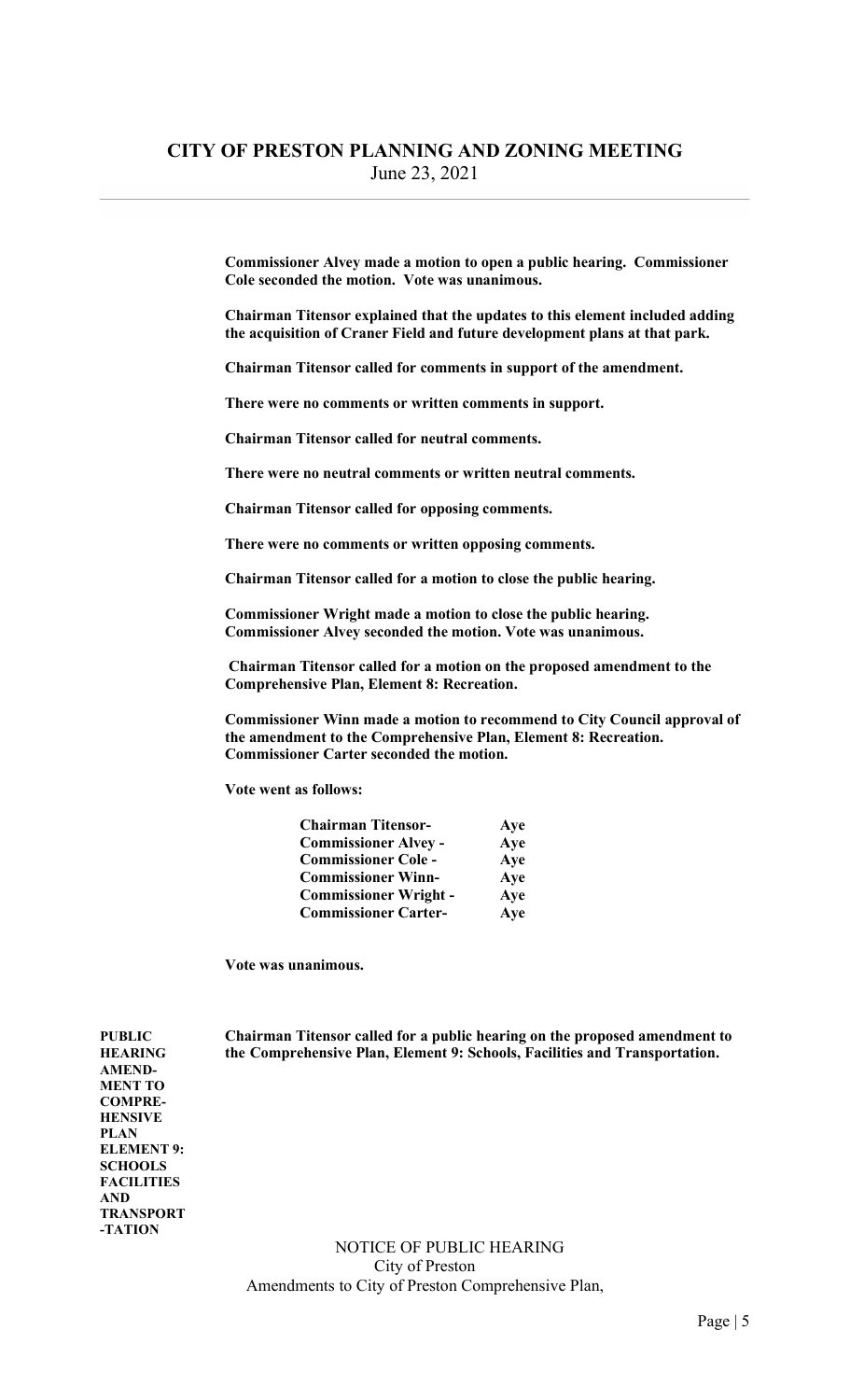**Commissioner Alvey made a motion to open a public hearing. Commissioner Cole seconded the motion. Vote was unanimous.**

**Chairman Titensor explained that the updates to this element included adding the acquisition of Craner Field and future development plans at that park.**

**Chairman Titensor called for comments in support of the amendment.**

**There were no comments or written comments in support.**

**Chairman Titensor called for neutral comments.**

**There were no neutral comments or written neutral comments.**

**Chairman Titensor called for opposing comments.**

**There were no comments or written opposing comments.**

**Chairman Titensor called for a motion to close the public hearing.**

**Commissioner Wright made a motion to close the public hearing. Commissioner Alvey seconded the motion. Vote was unanimous.**

**Chairman Titensor called for a motion on the proposed amendment to the Comprehensive Plan, Element 8: Recreation.**

**Commissioner Winn made a motion to recommend to City Council approval of the amendment to the Comprehensive Plan, Element 8: Recreation. Commissioner Carter seconded the motion.**

**Vote went as follows:**

| | |
|---|---|
| **Chairman Titensor-** | **Aye** |
| **Commissioner Alvey -** | **Aye** |
| **Commissioner Cole -** | **Aye** |
| **Commissioner Winn-** | **Aye** |
| **Commissioner Wright -** | **Aye** |
| **Commissioner Carter-** | **Aye** |

**Vote was unanimous.**

**PUBLIC HEARING AMEND-MENT TO COMPRE-HENSIVE PLAN ELEMENT 9: SCHOOLS FACILITIES AND TRANSPORT-TATION**

**Chairman Titensor called for a public hearing on the proposed amendment to the Comprehensive Plan, Element 9: Schools, Facilities and Transportation.**

NOTICE OF PUBLIC HEARING
City of Preston
Amendments to City of Preston Comprehensive Plan,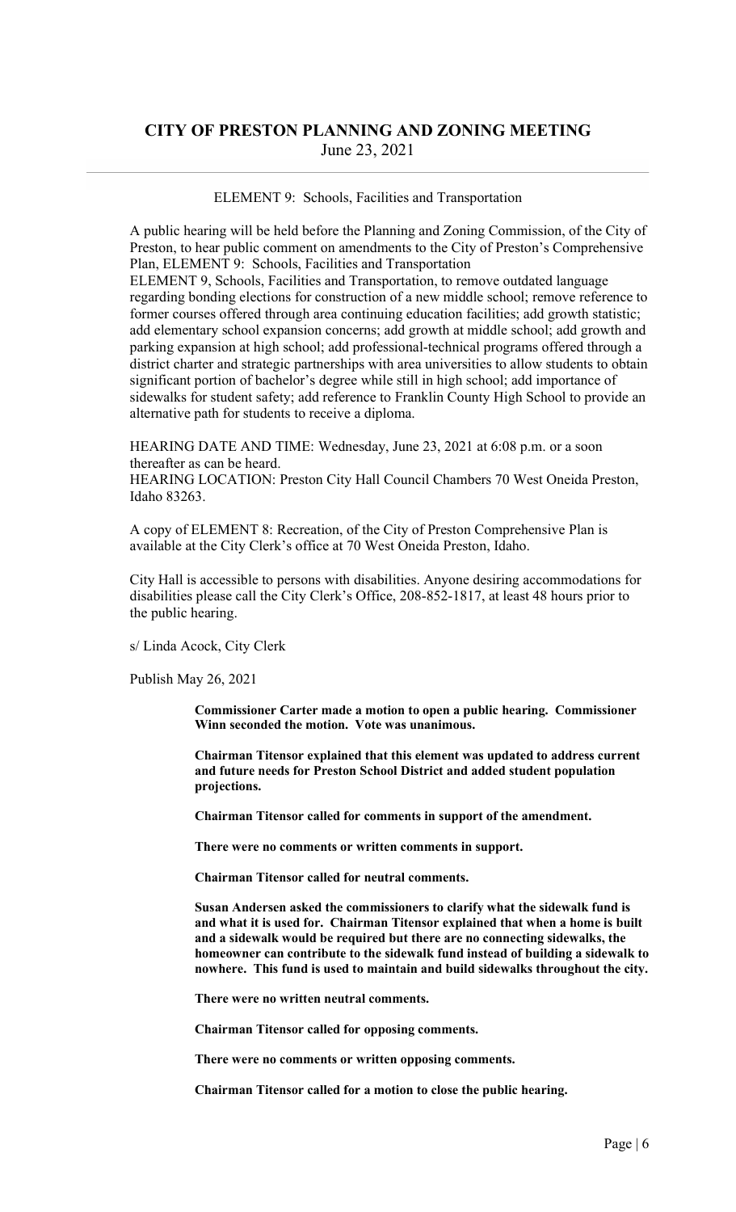ELEMENT 9: Schools, Facilities and Transportation

A public hearing will be held before the Planning and Zoning Commission, of the City of Preston, to hear public comment on amendments to the City of Preston's Comprehensive Plan, ELEMENT 9: Schools, Facilities and Transportation

ELEMENT 9, Schools, Facilities and Transportation, to remove outdated language regarding bonding elections for construction of a new middle school; remove reference to former courses offered through area continuing education facilities; add growth statistic; add elementary school expansion concerns; add growth at middle school; add growth and parking expansion at high school; add professional-technical programs offered through a district charter and strategic partnerships with area universities to allow students to obtain significant portion of bachelor's degree while still in high school; add importance of sidewalks for student safety; add reference to Franklin County High School to provide an alternative path for students to receive a diploma.

HEARING DATE AND TIME: Wednesday, June 23, 2021 at 6:08 p.m. or a soon thereafter as can be heard.

HEARING LOCATION: Preston City Hall Council Chambers 70 West Oneida Preston, Idaho 83263.

A copy of ELEMENT 8: Recreation, of the City of Preston Comprehensive Plan is available at the City Clerk's office at 70 West Oneida Preston, Idaho.

City Hall is accessible to persons with disabilities. Anyone desiring accommodations for disabilities please call the City Clerk's Office, 208-852-1817, at least 48 hours prior to the public hearing.

s/ Linda Acock, City Clerk

Publish May 26, 2021

**Commissioner Carter made a motion to open a public hearing. Commissioner Winn seconded the motion. Vote was unanimous.**

**Chairman Titensor explained that this element was updated to address current and future needs for Preston School District and added student population projections.**

**Chairman Titensor called for comments in support of the amendment.**

**There were no comments or written comments in support.**

**Chairman Titensor called for neutral comments.**

**Susan Andersen asked the commissioners to clarify what the sidewalk fund is and what it is used for. Chairman Titensor explained that when a home is built and a sidewalk would be required but there are no connecting sidewalks, the homeowner can contribute to the sidewalk fund instead of building a sidewalk to nowhere. This fund is used to maintain and build sidewalks throughout the city.**

**There were no written neutral comments.**

**Chairman Titensor called for opposing comments.**

**There were no comments or written opposing comments.**

**Chairman Titensor called for a motion to close the public hearing.**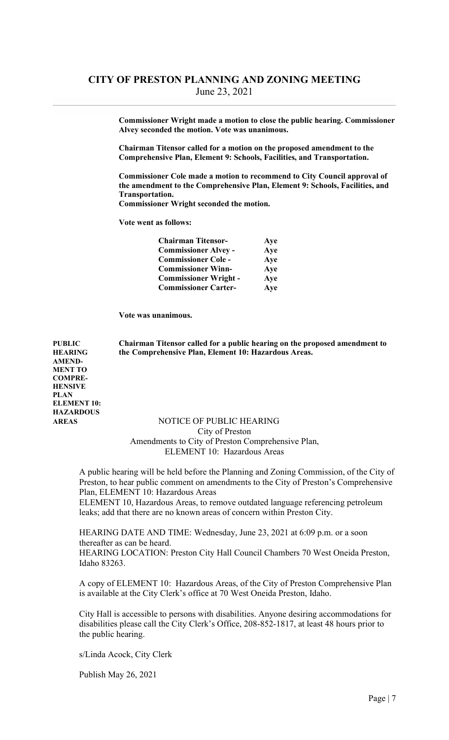**Commissioner Wright made a motion to close the public hearing. Commissioner Alvey seconded the motion. Vote was unanimous.**

**Chairman Titensor called for a motion on the proposed amendment to the Comprehensive Plan, Element 9: Schools, Facilities, and Transportation.**

**Commissioner Cole made a motion to recommend to City Council approval of the amendment to the Comprehensive Plan, Element 9: Schools, Facilities, and Transportation.**
**Commissioner Wright seconded the motion.**

**Vote went as follows:**

| | |
|---|---|
| **Chairman Titensor-** | **Aye** |
| **Commissioner Alvey -** | **Aye** |
| **Commissioner Cole -** | **Aye** |
| **Commissioner Winn-** | **Aye** |
| **Commissioner Wright -** | **Aye** |
| **Commissioner Carter-** | **Aye** |

**Vote was unanimous.**

**PUBLIC HEARING AMENDMENT TO COMPREHENSIVE PLAN ELEMENT 10: HAZARDOUS AREAS**

**Chairman Titensor called for a public hearing on the proposed amendment to the Comprehensive Plan, Element 10: Hazardous Areas.**

NOTICE OF PUBLIC HEARING
City of Preston
Amendments to City of Preston Comprehensive Plan,
ELEMENT 10: Hazardous Areas

A public hearing will be held before the Planning and Zoning Commission, of the City of Preston, to hear public comment on amendments to the City of Preston's Comprehensive Plan, ELEMENT 10: Hazardous Areas
ELEMENT 10, Hazardous Areas, to remove outdated language referencing petroleum leaks; add that there are no known areas of concern within Preston City.

HEARING DATE AND TIME: Wednesday, June 23, 2021 at 6:09 p.m. or a soon thereafter as can be heard.
HEARING LOCATION: Preston City Hall Council Chambers 70 West Oneida Preston, Idaho 83263.

A copy of ELEMENT 10: Hazardous Areas, of the City of Preston Comprehensive Plan is available at the City Clerk's office at 70 West Oneida Preston, Idaho.

City Hall is accessible to persons with disabilities. Anyone desiring accommodations for disabilities please call the City Clerk's Office, 208-852-1817, at least 48 hours prior to the public hearing.

s/Linda Acock, City Clerk

Publish May 26, 2021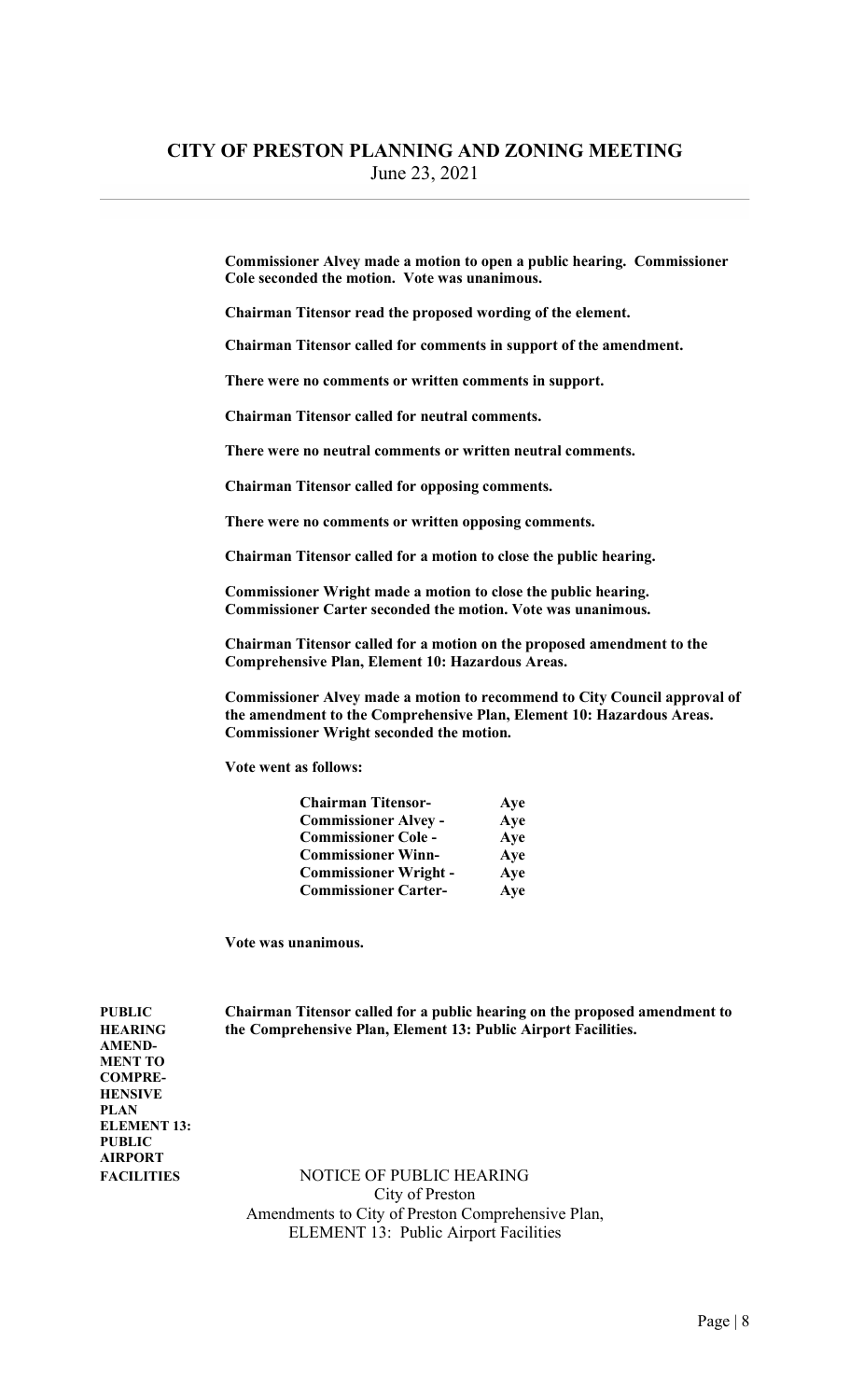**Commissioner Alvey made a motion to open a public hearing. Commissioner Cole seconded the motion. Vote was unanimous.**

**Chairman Titensor read the proposed wording of the element.**

**Chairman Titensor called for comments in support of the amendment.**

**There were no comments or written comments in support.**

**Chairman Titensor called for neutral comments.**

**There were no neutral comments or written neutral comments.**

**Chairman Titensor called for opposing comments.**

**There were no comments or written opposing comments.**

**Chairman Titensor called for a motion to close the public hearing.**

**Commissioner Wright made a motion to close the public hearing. Commissioner Carter seconded the motion. Vote was unanimous.**

**Chairman Titensor called for a motion on the proposed amendment to the Comprehensive Plan, Element 10: Hazardous Areas.**

**Commissioner Alvey made a motion to recommend to City Council approval of the amendment to the Comprehensive Plan, Element 10: Hazardous Areas. Commissioner Wright seconded the motion.**

**Vote went as follows:**

| | |
|---|---|
| **Chairman Titensor-** | **Aye** |
| **Commissioner Alvey -** | **Aye** |
| **Commissioner Cole -** | **Aye** |
| **Commissioner Winn-** | **Aye** |
| **Commissioner Wright -** | **Aye** |
| **Commissioner Carter-** | **Aye** |

**Vote was unanimous.**

**PUBLIC HEARING AMENDMENT TO COMPREHENSIVE PLAN ELEMENT 13: PUBLIC AIRPORT FACILITIES**

**Chairman Titensor called for a public hearing on the proposed amendment to the Comprehensive Plan, Element 13: Public Airport Facilities.**

NOTICE OF PUBLIC HEARING
City of Preston
Amendments to City of Preston Comprehensive Plan,
ELEMENT 13: Public Airport Facilities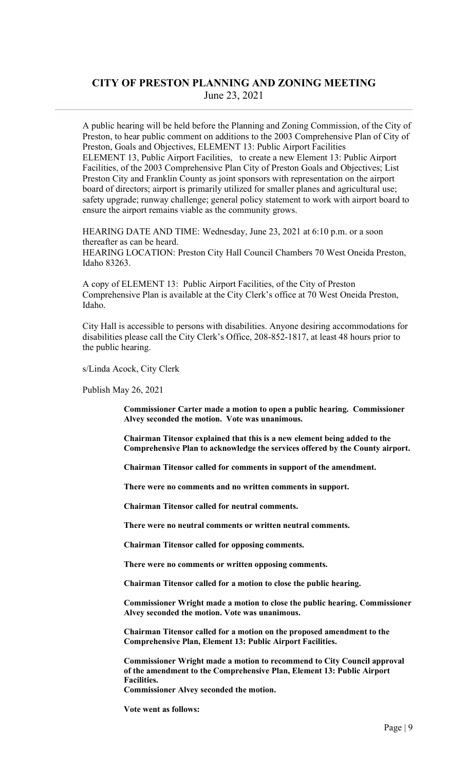# CITY OF PRESTON PLANNING AND ZONING MEETING

June 23, 2021

A public hearing will be held before the Planning and Zoning Commission, of the City of Preston, to hear public comment on additions to the 2003 Comprehensive Plan of City of Preston, Goals and Objectives, ELEMENT 13: Public Airport Facilities ELEMENT 13, Public Airport Facilities, to create a new Element 13: Public Airport Facilities, of the 2003 Comprehensive Plan City of Preston Goals and Objectives; List Preston City and Franklin County as joint sponsors with representation on the airport board of directors; airport is primarily utilized for smaller planes and agricultural use; safety upgrade; runway challenge; general policy statement to work with airport board to ensure the airport remains viable as the community grows.

HEARING DATE AND TIME: Wednesday, June 23, 2021 at 6:10 p.m. or a soon thereafter as can be heard.
HEARING LOCATION: Preston City Hall Council Chambers 70 West Oneida Preston, Idaho 83263.

A copy of ELEMENT 13: Public Airport Facilities, of the City of Preston Comprehensive Plan is available at the City Clerk's office at 70 West Oneida Preston, Idaho.

City Hall is accessible to persons with disabilities. Anyone desiring accommodations for disabilities please call the City Clerk's Office, 208-852-1817, at least 48 hours prior to the public hearing.

s/Linda Acock, City Clerk

Publish May 26, 2021

**Commissioner Carter made a motion to open a public hearing. Commissioner Alvey seconded the motion. Vote was unanimous.**

**Chairman Titensor explained that this is a new element being added to the Comprehensive Plan to acknowledge the services offered by the County airport.**

**Chairman Titensor called for comments in support of the amendment.**

**There were no comments and no written comments in support.**

**Chairman Titensor called for neutral comments.**

**There were no neutral comments or written neutral comments.**

**Chairman Titensor called for opposing comments.**

**There were no comments or written opposing comments.**

**Chairman Titensor called for a motion to close the public hearing.**

**Commissioner Wright made a motion to close the public hearing. Commissioner Alvey seconded the motion. Vote was unanimous.**

**Chairman Titensor called for a motion on the proposed amendment to the Comprehensive Plan, Element 13: Public Airport Facilities.**

**Commissioner Wright made a motion to recommend to City Council approval of the amendment to the Comprehensive Plan, Element 13: Public Airport Facilities.**
**Commissioner Alvey seconded the motion.**

**Vote went as follows:**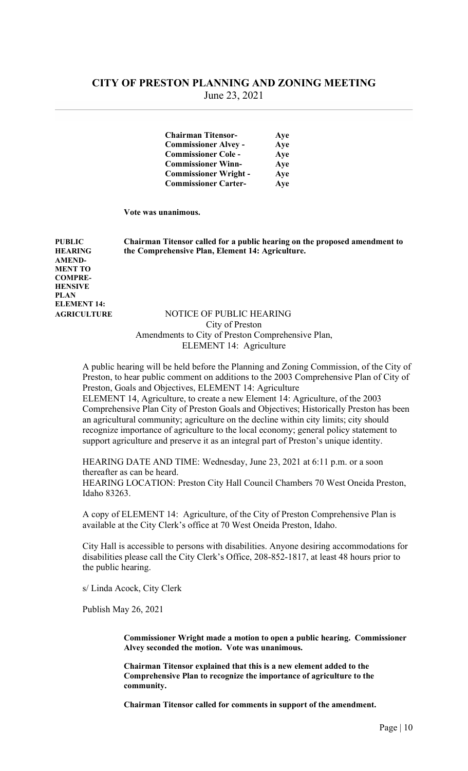| | |
|---|---|
| **Chairman Titensor-** | **Aye** |
| **Commissioner Alvey -** | **Aye** |
| **Commissioner Cole -** | **Aye** |
| **Commissioner Winn-** | **Aye** |
| **Commissioner Wright -** | **Aye** |
| **Commissioner Carter-** | **Aye** |

**Vote was unanimous.**

**PUBLIC HEARING AMEND-MENT TO COMPRE-HENSIVE PLAN ELEMENT 14: AGRICULTURE**

**Chairman Titensor called for a public hearing on the proposed amendment to the Comprehensive Plan, Element 14: Agriculture.**

NOTICE OF PUBLIC HEARING
City of Preston
Amendments to City of Preston Comprehensive Plan,
ELEMENT 14: Agriculture

A public hearing will be held before the Planning and Zoning Commission, of the City of Preston, to hear public comment on additions to the 2003 Comprehensive Plan of City of Preston, Goals and Objectives, ELEMENT 14: Agriculture
ELEMENT 14, Agriculture, to create a new Element 14: Agriculture, of the 2003 Comprehensive Plan City of Preston Goals and Objectives; Historically Preston has been an agricultural community; agriculture on the decline within city limits; city should recognize importance of agriculture to the local economy; general policy statement to support agriculture and preserve it as an integral part of Preston's unique identity.

HEARING DATE AND TIME: Wednesday, June 23, 2021 at 6:11 p.m. or a soon thereafter as can be heard.
HEARING LOCATION: Preston City Hall Council Chambers 70 West Oneida Preston, Idaho 83263.

A copy of ELEMENT 14: Agriculture, of the City of Preston Comprehensive Plan is available at the City Clerk's office at 70 West Oneida Preston, Idaho.

City Hall is accessible to persons with disabilities. Anyone desiring accommodations for disabilities please call the City Clerk's Office, 208-852-1817, at least 48 hours prior to the public hearing.

s/ Linda Acock, City Clerk

Publish May 26, 2021

**Commissioner Wright made a motion to open a public hearing. Commissioner Alvey seconded the motion. Vote was unanimous.**

**Chairman Titensor explained that this is a new element added to the Comprehensive Plan to recognize the importance of agriculture to the community.**

**Chairman Titensor called for comments in support of the amendment.**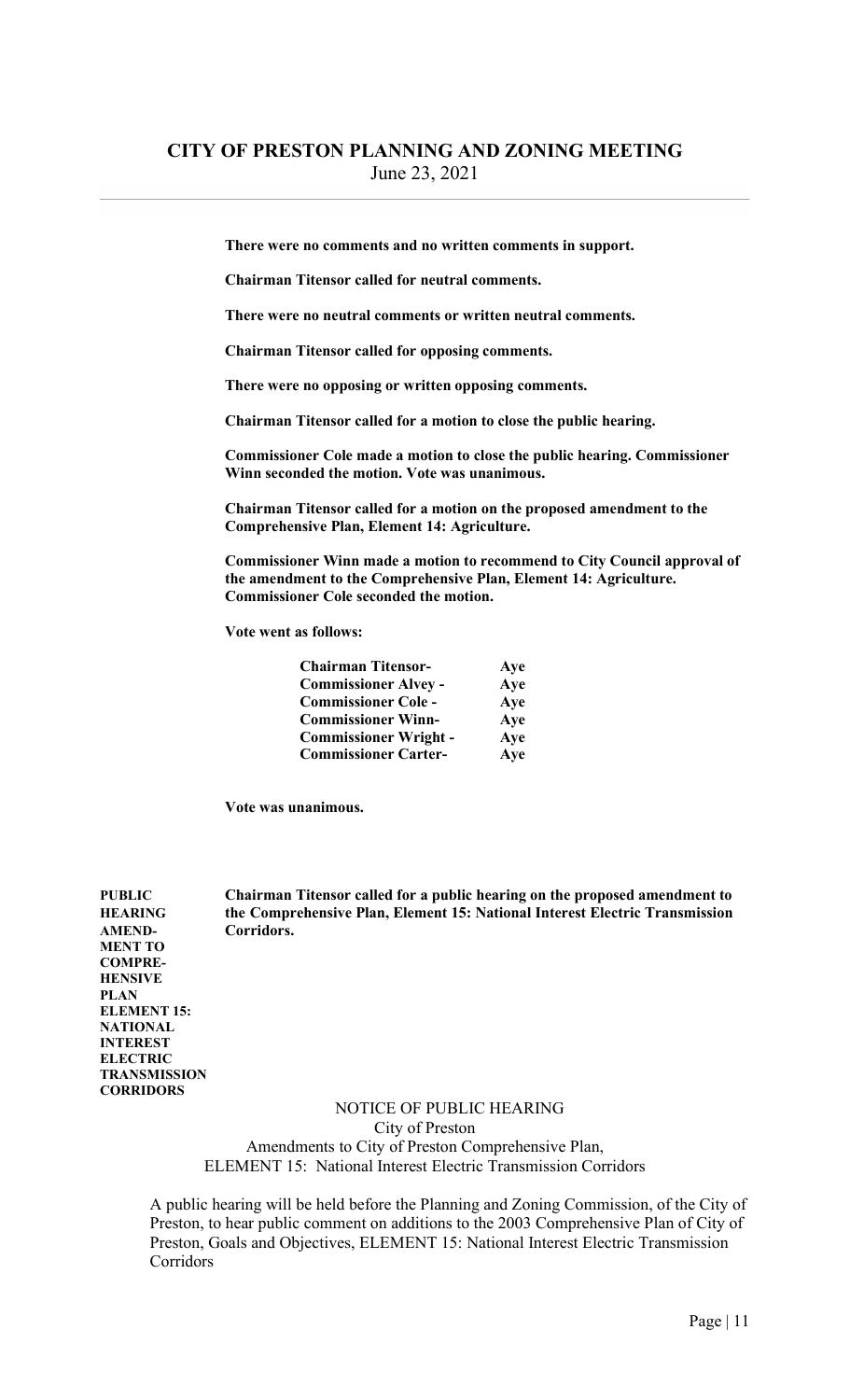**There were no comments and no written comments in support.**

**Chairman Titensor called for neutral comments.**

**There were no neutral comments or written neutral comments.**

**Chairman Titensor called for opposing comments.**

**There were no opposing or written opposing comments.**

**Chairman Titensor called for a motion to close the public hearing.**

**Commissioner Cole made a motion to close the public hearing. Commissioner Winn seconded the motion. Vote was unanimous.**

**Chairman Titensor called for a motion on the proposed amendment to the Comprehensive Plan, Element 14: Agriculture.**

**Commissioner Winn made a motion to recommend to City Council approval of the amendment to the Comprehensive Plan, Element 14: Agriculture. Commissioner Cole seconded the motion.**

**Vote went as follows:**

| | |
|---|---|
| **Chairman Titensor-** | **Aye** |
| **Commissioner Alvey -** | **Aye** |
| **Commissioner Cole -** | **Aye** |
| **Commissioner Winn-** | **Aye** |
| **Commissioner Wright -** | **Aye** |
| **Commissioner Carter-** | **Aye** |

**Vote was unanimous.**

**PUBLIC HEARING AMENDMENT TO COMPREHENSIVE PLAN ELEMENT 15: NATIONAL INTEREST ELECTRIC TRANSMISSION CORRIDORS**

**Chairman Titensor called for a public hearing on the proposed amendment to the Comprehensive Plan, Element 15: National Interest Electric Transmission Corridors.**

NOTICE OF PUBLIC HEARING
City of Preston
Amendments to City of Preston Comprehensive Plan,
ELEMENT 15: National Interest Electric Transmission Corridors

A public hearing will be held before the Planning and Zoning Commission, of the City of Preston, to hear public comment on additions to the 2003 Comprehensive Plan of City of Preston, Goals and Objectives, ELEMENT 15: National Interest Electric Transmission Corridors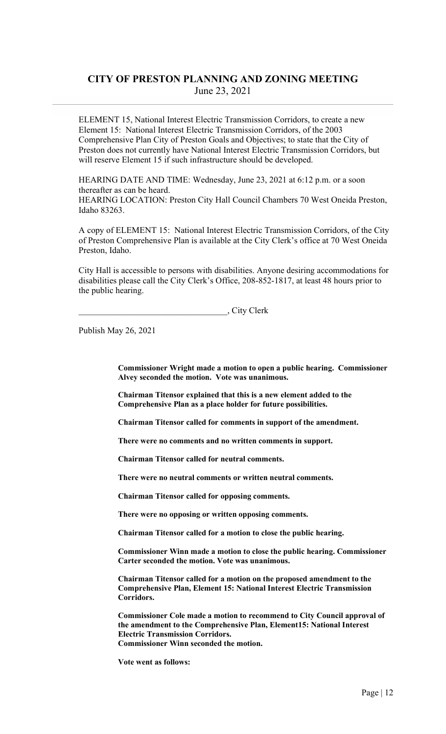# CITY OF PRESTON PLANNING AND ZONING MEETING

June 23, 2021

ELEMENT 15, National Interest Electric Transmission Corridors, to create a new Element 15: National Interest Electric Transmission Corridors, of the 2003 Comprehensive Plan City of Preston Goals and Objectives; to state that the City of Preston does not currently have National Interest Electric Transmission Corridors, but will reserve Element 15 if such infrastructure should be developed.

HEARING DATE AND TIME: Wednesday, June 23, 2021 at 6:12 p.m. or a soon thereafter as can be heard.
HEARING LOCATION: Preston City Hall Council Chambers 70 West Oneida Preston, Idaho 83263.

A copy of ELEMENT 15: National Interest Electric Transmission Corridors, of the City of Preston Comprehensive Plan is available at the City Clerk's office at 70 West Oneida Preston, Idaho.

City Hall is accessible to persons with disabilities. Anyone desiring accommodations for disabilities please call the City Clerk's Office, 208-852-1817, at least 48 hours prior to the public hearing.

_________________________________, City Clerk

Publish May 26, 2021

**Commissioner Wright made a motion to open a public hearing. Commissioner Alvey seconded the motion. Vote was unanimous.**

**Chairman Titensor explained that this is a new element added to the Comprehensive Plan as a place holder for future possibilities.**

**Chairman Titensor called for comments in support of the amendment.**

**There were no comments and no written comments in support.**

**Chairman Titensor called for neutral comments.**

**There were no neutral comments or written neutral comments.**

**Chairman Titensor called for opposing comments.**

**There were no opposing or written opposing comments.**

**Chairman Titensor called for a motion to close the public hearing.**

**Commissioner Winn made a motion to close the public hearing. Commissioner Carter seconded the motion. Vote was unanimous.**

**Chairman Titensor called for a motion on the proposed amendment to the Comprehensive Plan, Element 15: National Interest Electric Transmission Corridors.**

**Commissioner Cole made a motion to recommend to City Council approval of the amendment to the Comprehensive Plan, Element15: National Interest Electric Transmission Corridors.**
**Commissioner Winn seconded the motion.**

**Vote went as follows:**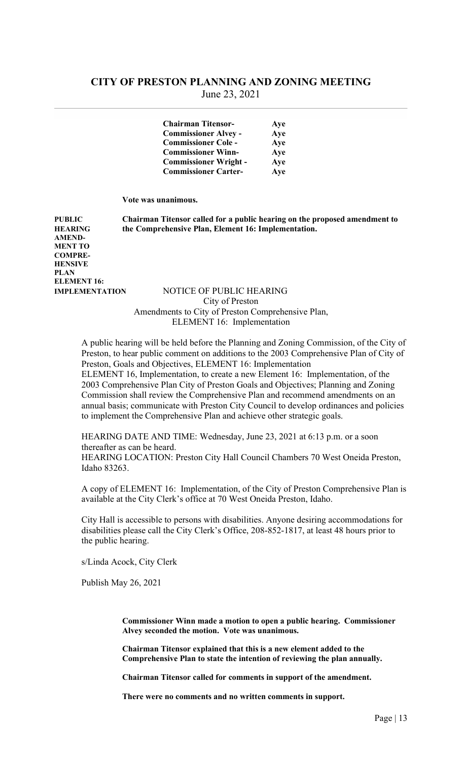# CITY OF PRESTON PLANNING AND ZONING MEETING

June 23, 2021

| | |
|---|---|
| **Chairman Titensor-** | **Aye** |
| **Commissioner Alvey -** | **Aye** |
| **Commissioner Cole -** | **Aye** |
| **Commissioner Winn-** | **Aye** |
| **Commissioner Wright -** | **Aye** |
| **Commissioner Carter-** | **Aye** |

**Vote was unanimous.**

**PUBLIC HEARING AMENDMENT TO COMPREHENSIVE PLAN ELEMENT 16: IMPLEMENTATION**

**Chairman Titensor called for a public hearing on the proposed amendment to the Comprehensive Plan, Element 16: Implementation.**

NOTICE OF PUBLIC HEARING
City of Preston
Amendments to City of Preston Comprehensive Plan,
ELEMENT 16: Implementation

A public hearing will be held before the Planning and Zoning Commission, of the City of Preston, to hear public comment on additions to the 2003 Comprehensive Plan of City of Preston, Goals and Objectives, ELEMENT 16: Implementation
ELEMENT 16, Implementation, to create a new Element 16: Implementation, of the 2003 Comprehensive Plan City of Preston Goals and Objectives; Planning and Zoning Commission shall review the Comprehensive Plan and recommend amendments on an annual basis; communicate with Preston City Council to develop ordinances and policies to implement the Comprehensive Plan and achieve other strategic goals.

HEARING DATE AND TIME: Wednesday, June 23, 2021 at 6:13 p.m. or a soon thereafter as can be heard.
HEARING LOCATION: Preston City Hall Council Chambers 70 West Oneida Preston, Idaho 83263.

A copy of ELEMENT 16: Implementation, of the City of Preston Comprehensive Plan is available at the City Clerk's office at 70 West Oneida Preston, Idaho.

City Hall is accessible to persons with disabilities. Anyone desiring accommodations for disabilities please call the City Clerk's Office, 208-852-1817, at least 48 hours prior to the public hearing.

s/Linda Acock, City Clerk

Publish May 26, 2021

**Commissioner Winn made a motion to open a public hearing. Commissioner Alvey seconded the motion. Vote was unanimous.**

**Chairman Titensor explained that this is a new element added to the Comprehensive Plan to state the intention of reviewing the plan annually.**

**Chairman Titensor called for comments in support of the amendment.**

**There were no comments and no written comments in support.**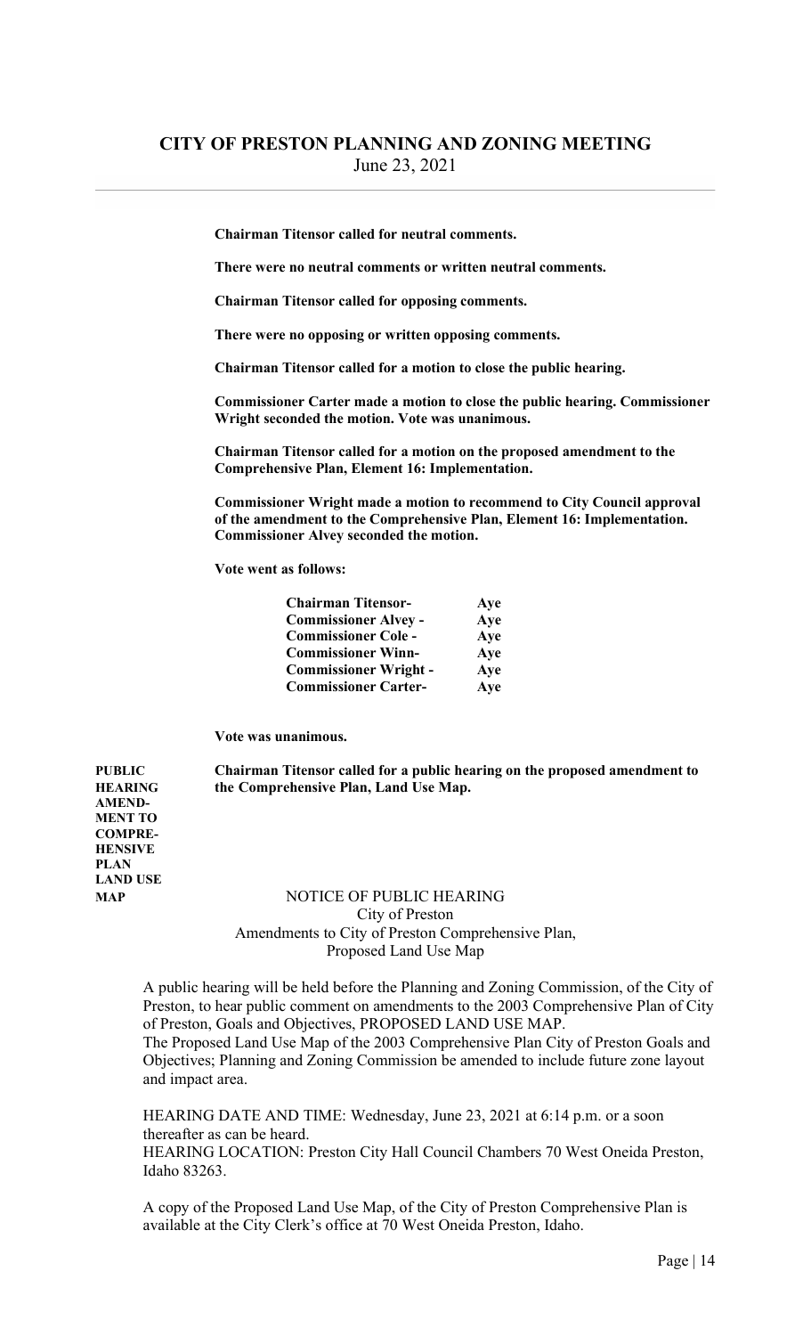**Chairman Titensor called for neutral comments.**

**There were no neutral comments or written neutral comments.**

**Chairman Titensor called for opposing comments.**

**There were no opposing or written opposing comments.**

**Chairman Titensor called for a motion to close the public hearing.**

**Commissioner Carter made a motion to close the public hearing. Commissioner Wright seconded the motion. Vote was unanimous.**

**Chairman Titensor called for a motion on the proposed amendment to the Comprehensive Plan, Element 16: Implementation.**

**Commissioner Wright made a motion to recommend to City Council approval of the amendment to the Comprehensive Plan, Element 16: Implementation. Commissioner Alvey seconded the motion.**

**Vote went as follows:**

| | |
|---|---|
| **Chairman Titensor-** | **Aye** |
| **Commissioner Alvey -** | **Aye** |
| **Commissioner Cole -** | **Aye** |
| **Commissioner Winn-** | **Aye** |
| **Commissioner Wright -** | **Aye** |
| **Commissioner Carter-** | **Aye** |

**Vote was unanimous.**

**PUBLIC HEARING AMENDMENT TO COMPREHENSIVE PLAN LAND USE MAP**

**Chairman Titensor called for a public hearing on the proposed amendment to the Comprehensive Plan, Land Use Map.**

NOTICE OF PUBLIC HEARING
City of Preston
Amendments to City of Preston Comprehensive Plan,
Proposed Land Use Map

A public hearing will be held before the Planning and Zoning Commission, of the City of Preston, to hear public comment on amendments to the 2003 Comprehensive Plan of City of Preston, Goals and Objectives, PROPOSED LAND USE MAP.
The Proposed Land Use Map of the 2003 Comprehensive Plan City of Preston Goals and Objectives; Planning and Zoning Commission be amended to include future zone layout and impact area.

HEARING DATE AND TIME: Wednesday, June 23, 2021 at 6:14 p.m. or a soon thereafter as can be heard.
HEARING LOCATION: Preston City Hall Council Chambers 70 West Oneida Preston, Idaho 83263.

A copy of the Proposed Land Use Map, of the City of Preston Comprehensive Plan is available at the City Clerk's office at 70 West Oneida Preston, Idaho.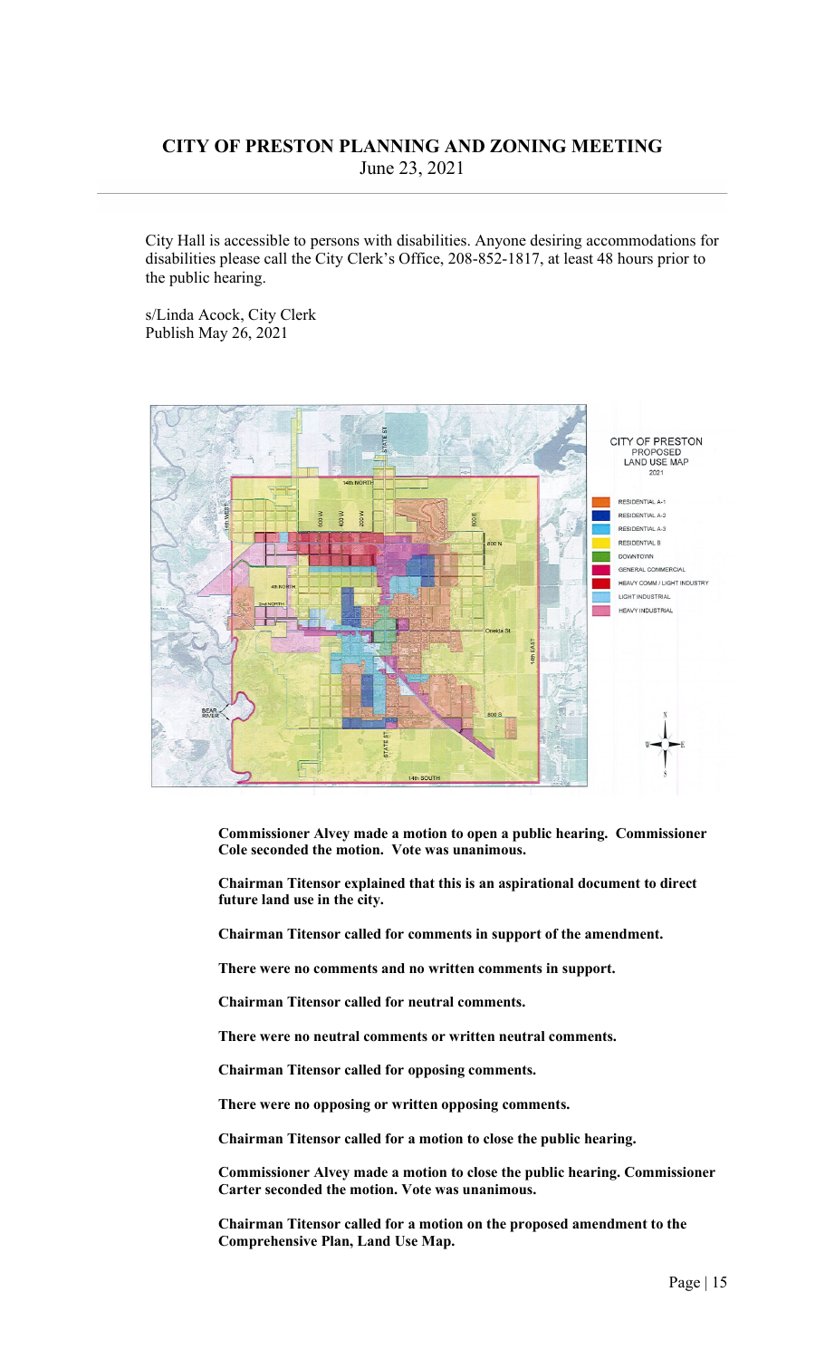City Hall is accessible to persons with disabilities. Anyone desiring accommodations for disabilities please call the City Clerk's Office, 208-852-1817, at least 48 hours prior to the public hearing.

s/Linda Acock, City Clerk
Publish May 26, 2021

**Commissioner Alvey made a motion to open a public hearing. Commissioner Cole seconded the motion. Vote was unanimous.**

**Chairman Titensor explained that this is an aspirational document to direct future land use in the city.**

**Chairman Titensor called for comments in support of the amendment.**

**There were no comments and no written comments in support.**

**Chairman Titensor called for neutral comments.**

**There were no neutral comments or written neutral comments.**

**Chairman Titensor called for opposing comments.**

**There were no opposing or written opposing comments.**

**Chairman Titensor called for a motion to close the public hearing.**

**Commissioner Alvey made a motion to close the public hearing. Commissioner Carter seconded the motion. Vote was unanimous.**

**Chairman Titensor called for a motion on the proposed amendment to the Comprehensive Plan, Land Use Map.**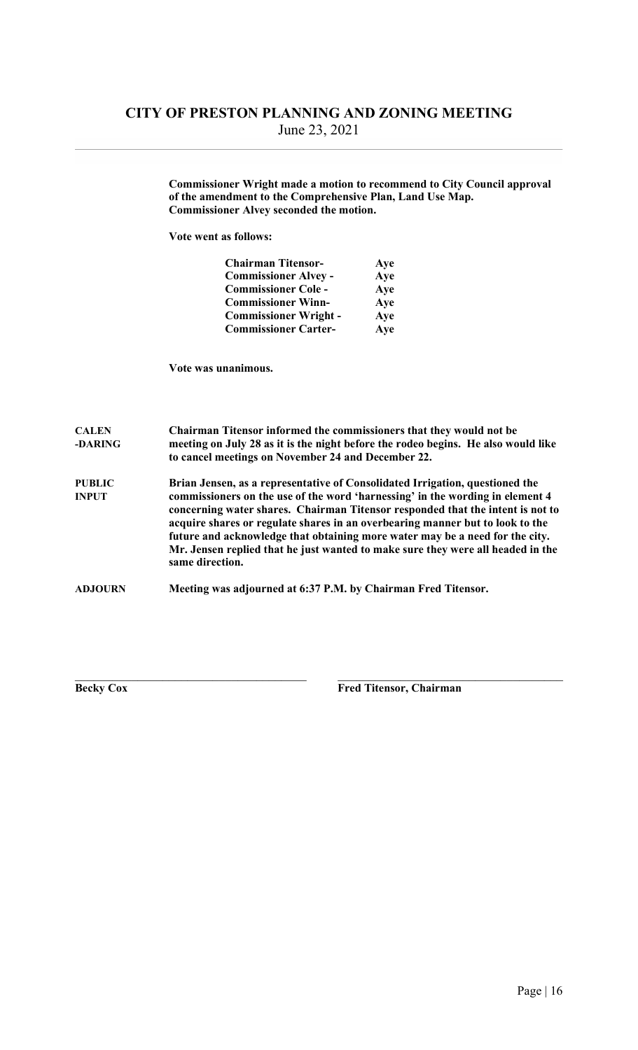**Commissioner Wright made a motion to recommend to City Council approval of the amendment to the Comprehensive Plan, Land Use Map. Commissioner Alvey seconded the motion.**

**Vote went as follows:**

| | |
|---|---|
| **Chairman Titensor-** | **Aye** |
| **Commissioner Alvey -** | **Aye** |
| **Commissioner Cole -** | **Aye** |
| **Commissioner Winn-** | **Aye** |
| **Commissioner Wright -** | **Aye** |
| **Commissioner Carter-** | **Aye** |

**Vote was unanimous.**

**CALEN-DARING** — **Chairman Titensor informed the commissioners that they would not be meeting on July 28 as it is the night before the rodeo begins. He also would like to cancel meetings on November 24 and December 22.**

**PUBLIC INPUT** — **Brian Jensen, as a representative of Consolidated Irrigation, questioned the commissioners on the use of the word 'harnessing' in the wording in element 4 concerning water shares. Chairman Titensor responded that the intent is not to acquire shares or regulate shares in an overbearing manner but to look to the future and acknowledge that obtaining more water may be a need for the city. Mr. Jensen replied that he just wanted to make sure they were all headed in the same direction.**

**ADJOURN** — **Meeting was adjourned at 6:37 P.M. by Chairman Fred Titensor.**

\_\_\_\_\_\_\_\_\_\_\_\_\_\_\_\_\_\_\_\_\_\_\_\_\_\_\_\_\_\_\_\_\_\_\_\_\_\_\_\_
**Becky Cox**

\_\_\_\_\_\_\_\_\_\_\_\_\_\_\_\_\_\_\_\_\_\_\_\_\_\_\_\_\_\_\_\_\_\_\_\_\_\_\_\_
**Fred Titensor, Chairman**